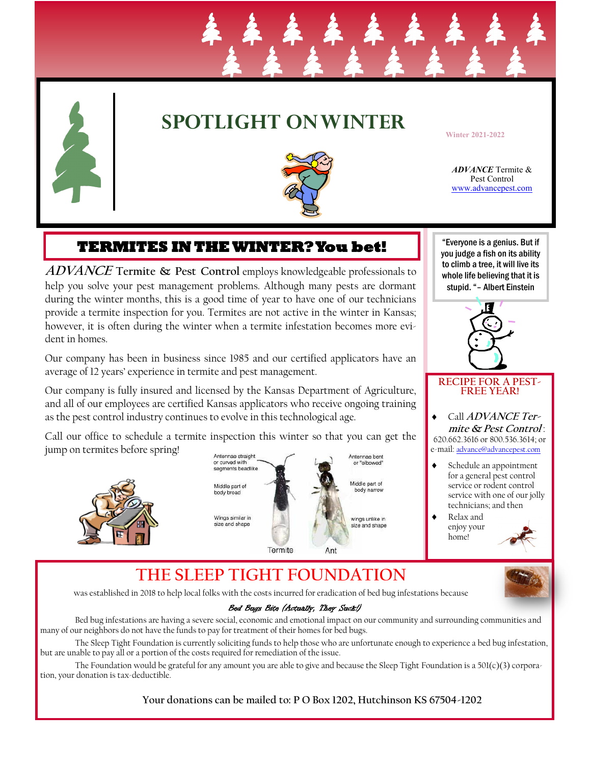# SPOTLIGHT ON WINTER

Winter 2021-2022

*ADVANCE* Termite & Pest Control
www.advancepest.com

## TERMITES IN THE WINTER? You bet!

***ADVANCE* Termite & Pest Control** employs knowledgeable professionals to help you solve your pest management problems. Although many pests are dormant during the winter months, this is a good time of year to have one of our technicians provide a termite inspection for you. Termites are not active in the winter in Kansas; however, it is often during the winter when a termite infestation becomes more evident in homes.

Our company has been in business since 1985 and our certified applicators have an average of 12 years' experience in termite and pest management.

Our company is fully insured and licensed by the Kansas Department of Agriculture, and all of our employees are certified Kansas applicators who receive ongoing training as the pest control industry continues to evolve in this technological age.

Call our office to schedule a termite inspection this winter so that you can get the jump on termites before spring!

| Termite | Ant |
|---|---|
| Antennae straight or curved with segments beadlike | Antennae bent or "elbowed" |
| Middle part of body broad | Middle part of body narrow |
| Wings similar in size and shape | wings unlike in size and shape |

"Everyone is a genius. But if you judge a fish on its ability to climb a tree, it will live its whole life believing that it is stupid. "– Albert Einstein

### RECIPE FOR A PEST-FREE YEAR!

- Call *ADVANCE Termite & Pest Control*: 620.662.3616 or 800.536.3614; or e-mail: advance@advancepest.com
- Schedule an appointment for a general pest control service or rodent control service with one of our jolly technicians; and then
- Relax and enjoy your home!

## THE SLEEP TIGHT FOUNDATION

was established in 2018 to help local folks with the costs incurred for eradication of bed bug infestations because

*Bed Bugs Bite (Actually, They Suck!)*

Bed bug infestations are having a severe social, economic and emotional impact on our community and surrounding communities and many of our neighbors do not have the funds to pay for treatment of their homes for bed bugs.

The Sleep Tight Foundation is currently soliciting funds to help those who are unfortunate enough to experience a bed bug infestation, but are unable to pay all or a portion of the costs required for remediation of the issue.

The Foundation would be grateful for any amount you are able to give and because the Sleep Tight Foundation is a 501(c)(3) corporation, your donation is tax-deductible.

**Your donations can be mailed to: P O Box 1202, Hutchinson KS 67504-1202**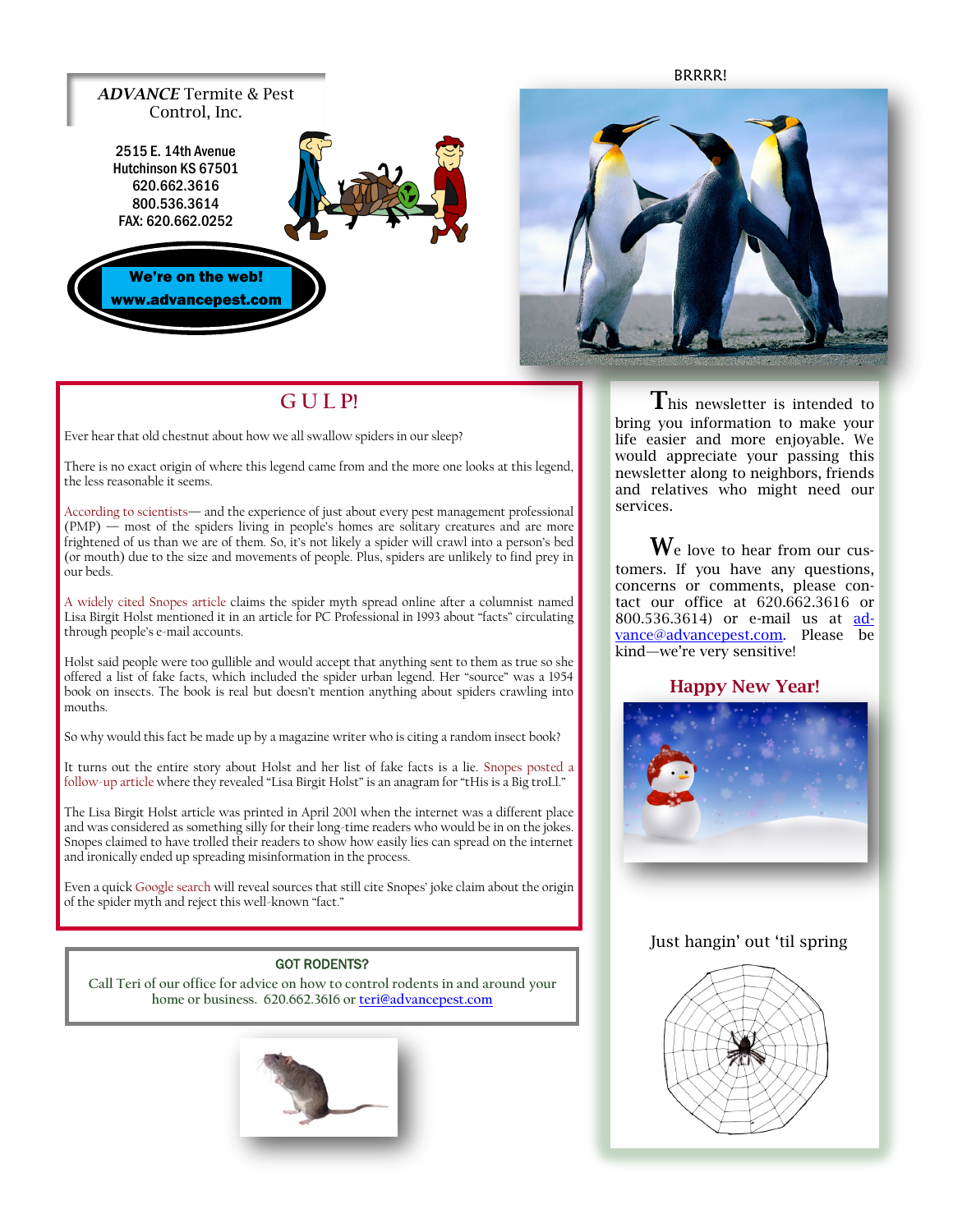*ADVANCE* Termite & Pest Control, Inc.

2515 E. 14th Avenue
Hutchinson KS 67501
620.662.3616
800.536.3614
FAX: 620.662.0252

**We're on the web!**
**www.advancepest.com**

BRRRR!

## GULP!

Ever hear that old chestnut about how we all swallow spiders in our sleep?

There is no exact origin of where this legend came from and the more one looks at this legend, the less reasonable it seems.

According to scientists— and the experience of just about every pest management professional (PMP) — most of the spiders living in people's homes are solitary creatures and are more frightened of us than we are of them. So, it's not likely a spider will crawl into a person's bed (or mouth) due to the size and movements of people. Plus, spiders are unlikely to find prey in our beds.

A widely cited Snopes article claims the spider myth spread online after a columnist named Lisa Birgit Holst mentioned it in an article for PC Professional in 1993 about "facts" circulating through people's e-mail accounts.

Holst said people were too gullible and would accept that anything sent to them as true so she offered a list of fake facts, which included the spider urban legend. Her "source" was a 1954 book on insects. The book is real but doesn't mention anything about spiders crawling into mouths.

So why would this fact be made up by a magazine writer who is citing a random insect book?

It turns out the entire story about Holst and her list of fake facts is a lie. Snopes posted a follow-up article where they revealed "Lisa Birgit Holst" is an anagram for "tHis is a Big troLl."

The Lisa Birgit Holst article was printed in April 2001 when the internet was a different place and was considered as something silly for their long-time readers who would be in on the jokes. Snopes claimed to have trolled their readers to show how easily lies can spread on the internet and ironically ended up spreading misinformation in the process.

Even a quick Google search will reveal sources that still cite Snopes' joke claim about the origin of the spider myth and reject this well-known "fact."

**GOT RODENTS?**

Call Teri of our office for advice on how to control rodents in and around your home or business. 620.662.3616 or teri@advancepest.com

This newsletter is intended to bring you information to make your life easier and more enjoyable. We would appreciate your passing this newsletter along to neighbors, friends and relatives who might need our services.

We love to hear from our customers. If you have any questions, concerns or comments, please contact our office at 620.662.3616 or 800.536.3614) or e-mail us at advance@advancepest.com. Please be kind—we're very sensitive!

**Happy New Year!**

Just hangin' out 'til spring